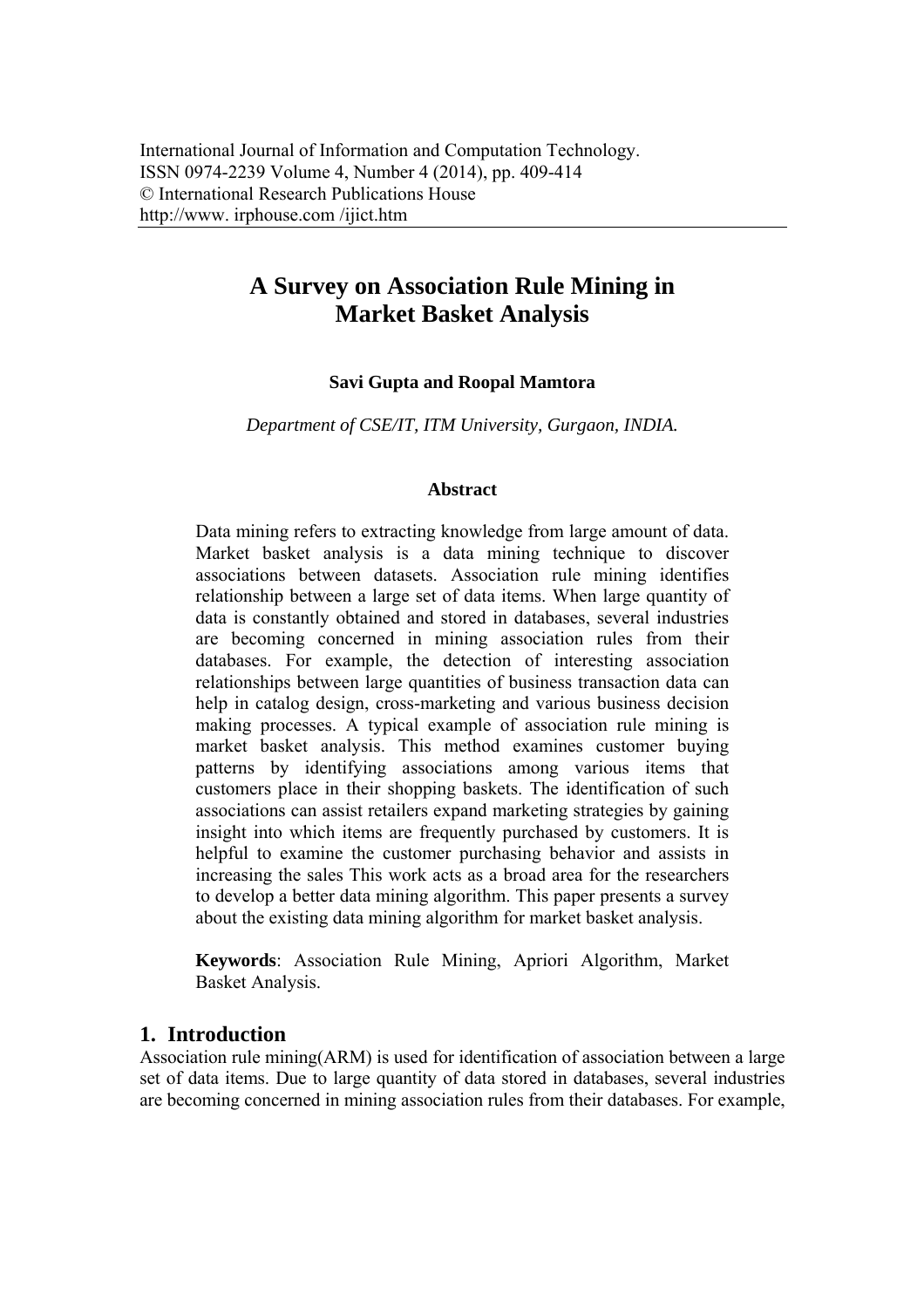International Journal of Information and Computation Technology.
ISSN 0974-2239 Volume 4, Number 4 (2014), pp. 409-414
© International Research Publications House
http://www. irphouse.com /ijict.htm

# A Survey on Association Rule Mining in Market Basket Analysis

**Savi Gupta and Roopal Mamtora**

*Department of CSE/IT, ITM University, Gurgaon, INDIA.*

### Abstract

Data mining refers to extracting knowledge from large amount of data. Market basket analysis is a data mining technique to discover associations between datasets. Association rule mining identifies relationship between a large set of data items. When large quantity of data is constantly obtained and stored in databases, several industries are becoming concerned in mining association rules from their databases. For example, the detection of interesting association relationships between large quantities of business transaction data can help in catalog design, cross-marketing and various business decision making processes. A typical example of association rule mining is market basket analysis. This method examines customer buying patterns by identifying associations among various items that customers place in their shopping baskets. The identification of such associations can assist retailers expand marketing strategies by gaining insight into which items are frequently purchased by customers. It is helpful to examine the customer purchasing behavior and assists in increasing the sales This work acts as a broad area for the researchers to develop a better data mining algorithm. This paper presents a survey about the existing data mining algorithm for market basket analysis.

**Keywords**: Association Rule Mining, Apriori Algorithm, Market Basket Analysis.

## 1. Introduction

Association rule mining(ARM) is used for identification of association between a large set of data items. Due to large quantity of data stored in databases, several industries are becoming concerned in mining association rules from their databases. For example,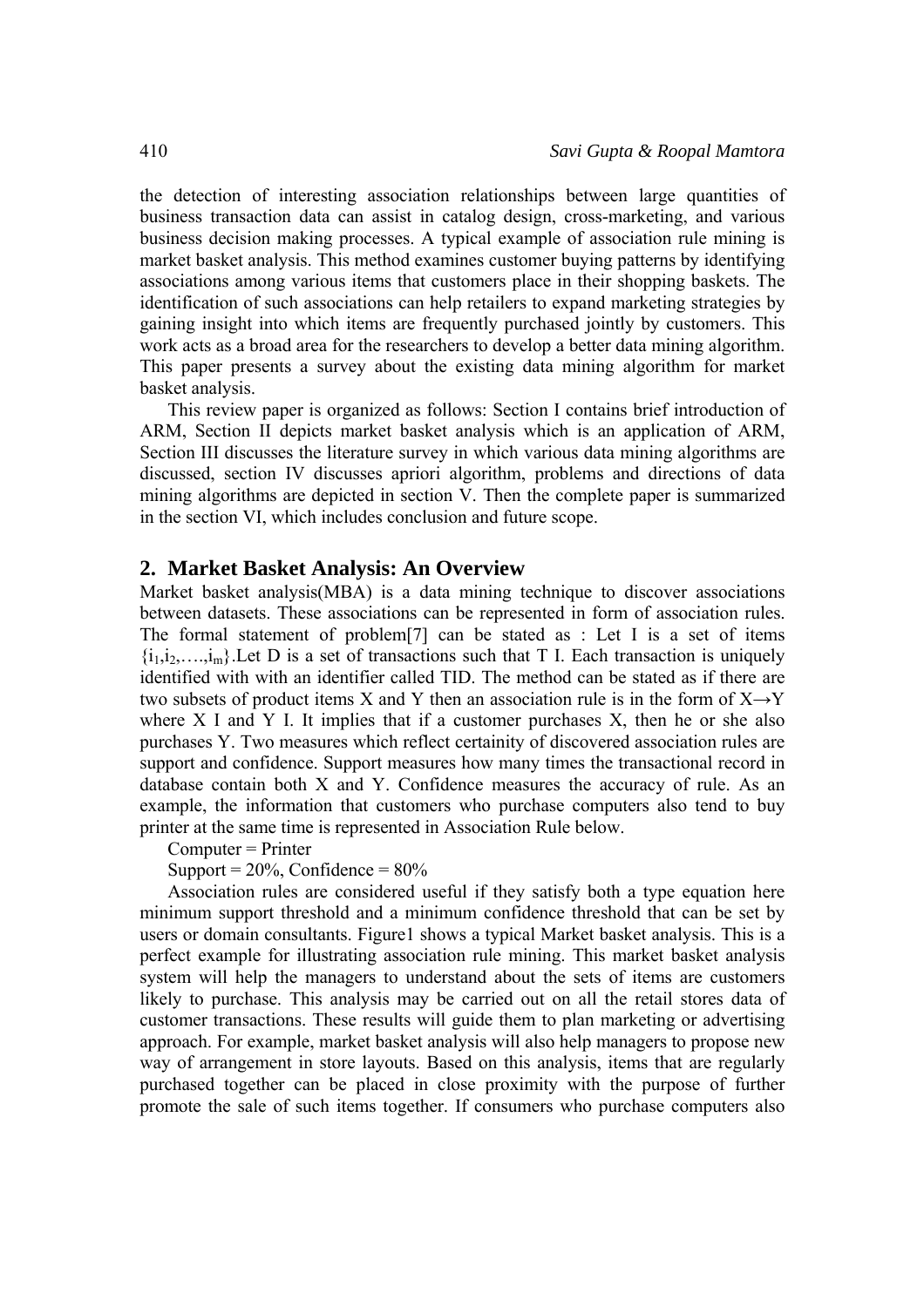the detection of interesting association relationships between large quantities of business transaction data can assist in catalog design, cross-marketing, and various business decision making processes. A typical example of association rule mining is market basket analysis. This method examines customer buying patterns by identifying associations among various items that customers place in their shopping baskets. The identification of such associations can help retailers to expand marketing strategies by gaining insight into which items are frequently purchased jointly by customers. This work acts as a broad area for the researchers to develop a better data mining algorithm. This paper presents a survey about the existing data mining algorithm for market basket analysis.

This review paper is organized as follows: Section I contains brief introduction of ARM, Section II depicts market basket analysis which is an application of ARM, Section III discusses the literature survey in which various data mining algorithms are discussed, section IV discusses apriori algorithm, problems and directions of data mining algorithms are depicted in section V. Then the complete paper is summarized in the section VI, which includes conclusion and future scope.

## 2. Market Basket Analysis: An Overview

Market basket analysis(MBA) is a data mining technique to discover associations between datasets. These associations can be represented in form of association rules. The formal statement of problem[7] can be stated as : Let I is a set of items $\{i_1,i_2,\ldots,i_m\}$.Let D is a set of transactions such that T I. Each transaction is uniquely identified with with an identifier called TID. The method can be stated as if there are two subsets of product items X and Y then an association rule is in the form of $X \rightarrow Y$ where X I and Y I. It implies that if a customer purchases X, then he or she also purchases Y. Two measures which reflect certainity of discovered association rules are support and confidence. Support measures how many times the transactional record in database contain both X and Y. Confidence measures the accuracy of rule. As an example, the information that customers who purchase computers also tend to buy printer at the same time is represented in Association Rule below.

Computer = Printer

Support = 20%, Confidence = 80%

Association rules are considered useful if they satisfy both a type equation here minimum support threshold and a minimum confidence threshold that can be set by users or domain consultants. Figure1 shows a typical Market basket analysis. This is a perfect example for illustrating association rule mining. This market basket analysis system will help the managers to understand about the sets of items are customers likely to purchase. This analysis may be carried out on all the retail stores data of customer transactions. These results will guide them to plan marketing or advertising approach. For example, market basket analysis will also help managers to propose new way of arrangement in store layouts. Based on this analysis, items that are regularly purchased together can be placed in close proximity with the purpose of further promote the sale of such items together. If consumers who purchase computers also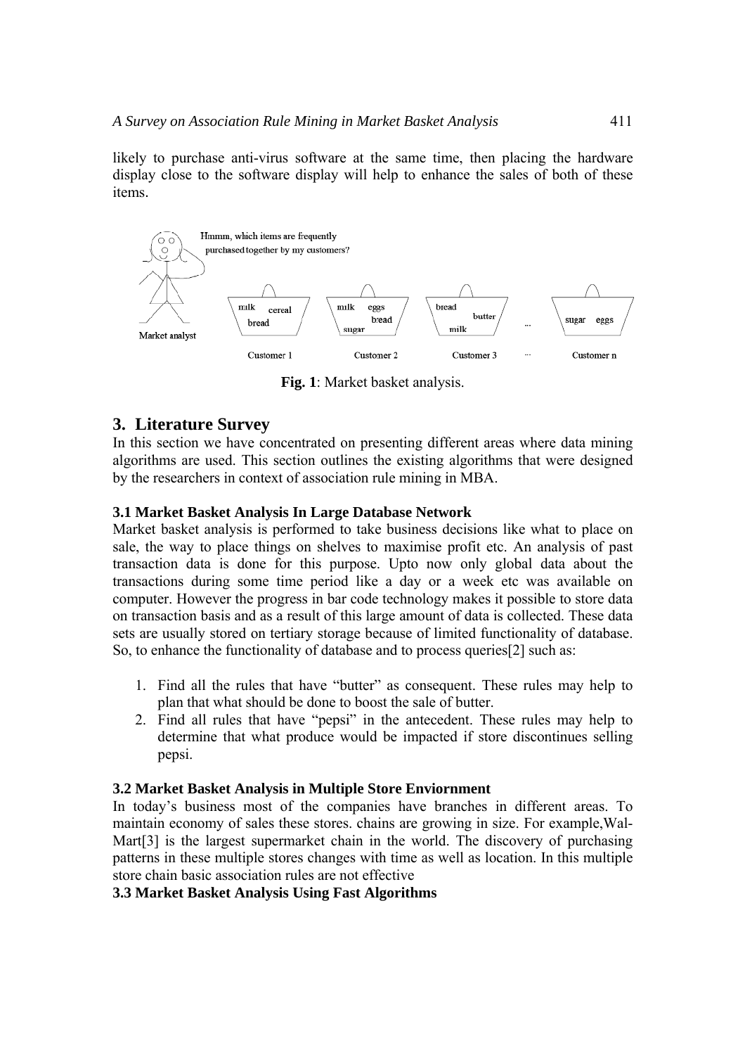likely to purchase anti-virus software at the same time, then placing the hardware display close to the software display will help to enhance the sales of both of these items.

**Fig. 1**: Market basket analysis.

## 3. Literature Survey

In this section we have concentrated on presenting different areas where data mining algorithms are used. This section outlines the existing algorithms that were designed by the researchers in context of association rule mining in MBA.

### 3.1 Market Basket Analysis In Large Database Network

Market basket analysis is performed to take business decisions like what to place on sale, the way to place things on shelves to maximise profit etc. An analysis of past transaction data is done for this purpose. Upto now only global data about the transactions during some time period like a day or a week etc was available on computer. However the progress in bar code technology makes it possible to store data on transaction basis and as a result of this large amount of data is collected. These data sets are usually stored on tertiary storage because of limited functionality of database. So, to enhance the functionality of database and to process queries[2] such as:

1. Find all the rules that have "butter" as consequent. These rules may help to plan that what should be done to boost the sale of butter.
2. Find all rules that have "pepsi" in the antecedent. These rules may help to determine that what produce would be impacted if store discontinues selling pepsi.

### 3.2 Market Basket Analysis in Multiple Store Enviornment

In today's business most of the companies have branches in different areas. To maintain economy of sales these stores. chains are growing in size. For example,Wal-Mart[3] is the largest supermarket chain in the world. The discovery of purchasing patterns in these multiple stores changes with time as well as location. In this multiple store chain basic association rules are not effective

### 3.3 Market Basket Analysis Using Fast Algorithms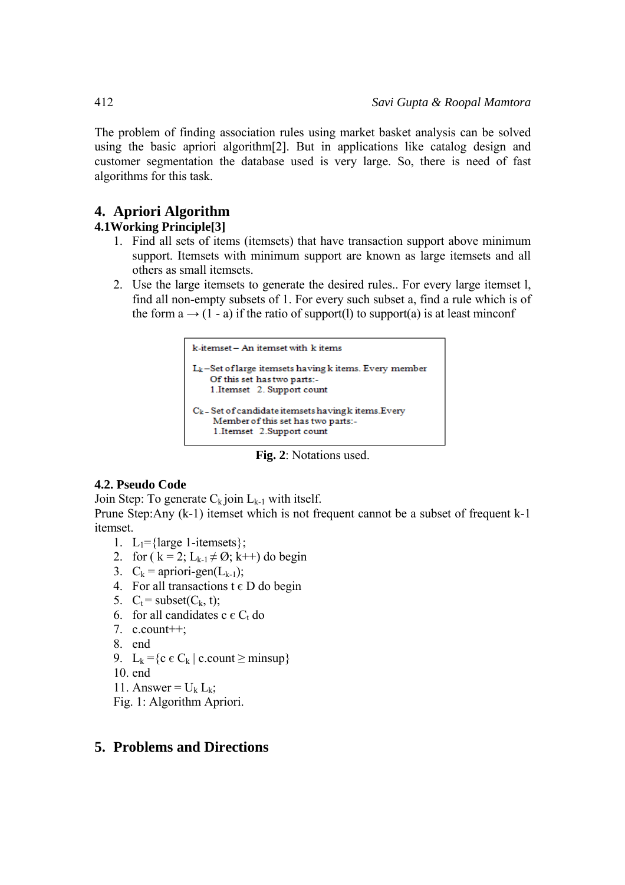The problem of finding association rules using market basket analysis can be solved using the basic apriori algorithm[2]. But in applications like catalog design and customer segmentation the database used is very large. So, there is need of fast algorithms for this task.

## 4. Apriori Algorithm

### 4.1Working Principle[3]

1. Find all sets of items (itemsets) that have transaction support above minimum support. Itemsets with minimum support are known as large itemsets and all others as small itemsets.
2. Use the large itemsets to generate the desired rules.. For every large itemset l, find all non-empty subsets of 1. For every such subset a, find a rule which is of the form a → (1 - a) if the ratio of support(l) to support(a) is at least minconf

k-itemset – An itemset with k items

$L_k$ –Set of large itemsets having k items. Every member Of this set has two parts:-
1.Itemset 2. Support count

$C_k$ - Set of candidate itemsets having k items.Every Member of this set has two parts:-
1.Itemset 2.Support count

**Fig. 2**: Notations used.

### 4.2. Pseudo Code

Join Step: To generate $C_k$ join $L_{k-1}$ with itself.

Prune Step:Any (k-1) itemset which is not frequent cannot be a subset of frequent k-1 itemset.

1. $L_1$={large 1-itemsets};
2. for ( k = 2; $L_{k-1} \neq \emptyset$; k++) do begin
3. $C_k$ = apriori-gen($L_{k-1}$);
4. For all transactions t ϵ D do begin
5. $C_t$ = subset($C_k$, t);
6. for all candidates c ϵ $C_t$ do
7. c.count++;
8. end
9. $L_k = \{c \in C_k \mid c.count \geq minsup\}$
10. end
11. Answer = $\cup_k L_k$;

Fig. 1: Algorithm Apriori.

## 5. Problems and Directions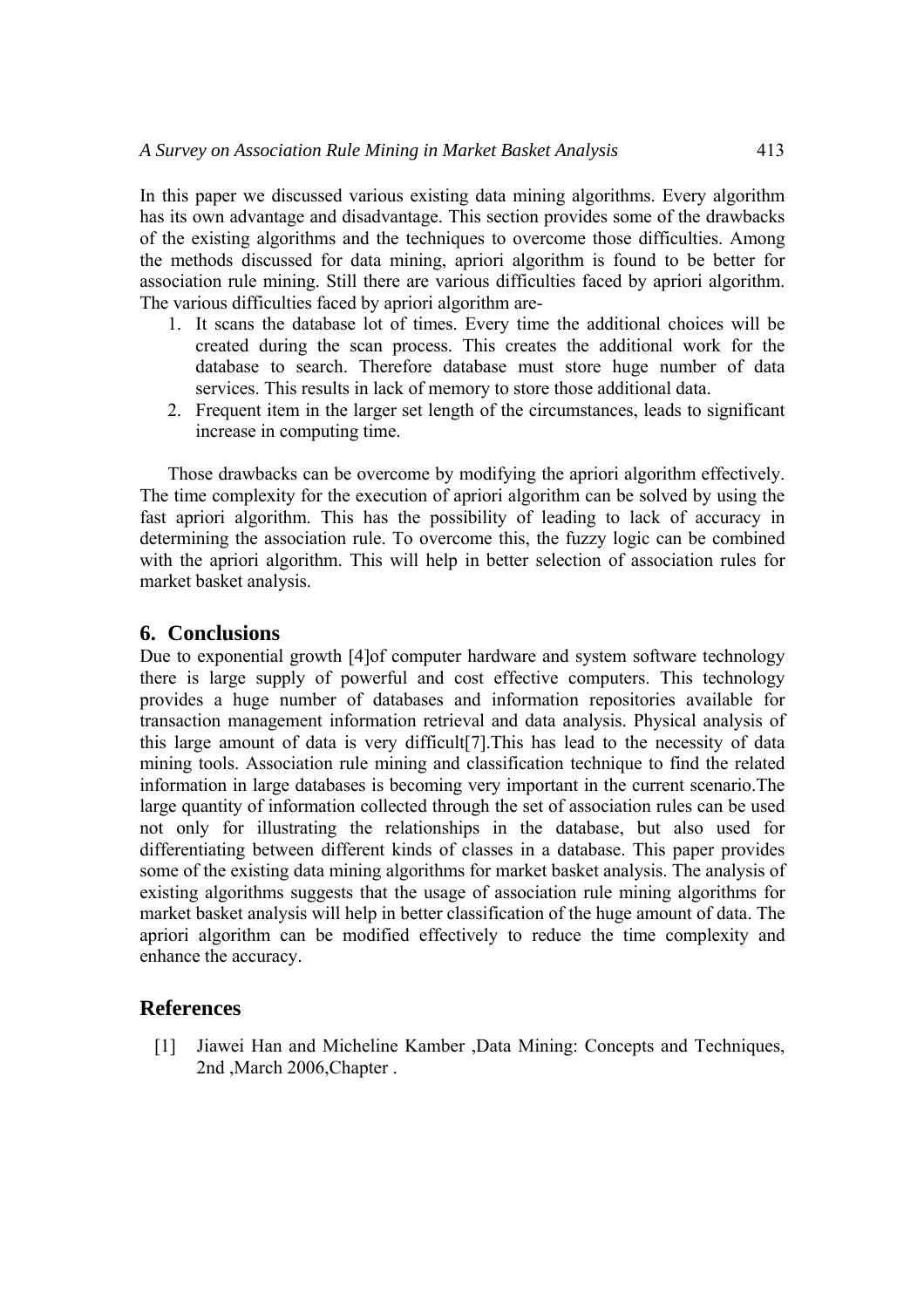In this paper we discussed various existing data mining algorithms. Every algorithm has its own advantage and disadvantage. This section provides some of the drawbacks of the existing algorithms and the techniques to overcome those difficulties. Among the methods discussed for data mining, apriori algorithm is found to be better for association rule mining. Still there are various difficulties faced by apriori algorithm. The various difficulties faced by apriori algorithm are-

1. It scans the database lot of times. Every time the additional choices will be created during the scan process. This creates the additional work for the database to search. Therefore database must store huge number of data services. This results in lack of memory to store those additional data.
2. Frequent item in the larger set length of the circumstances, leads to significant increase in computing time.

Those drawbacks can be overcome by modifying the apriori algorithm effectively. The time complexity for the execution of apriori algorithm can be solved by using the fast apriori algorithm. This has the possibility of leading to lack of accuracy in determining the association rule. To overcome this, the fuzzy logic can be combined with the apriori algorithm. This will help in better selection of association rules for market basket analysis.

## 6. Conclusions

Due to exponential growth [4]of computer hardware and system software technology there is large supply of powerful and cost effective computers. This technology provides a huge number of databases and information repositories available for transaction management information retrieval and data analysis. Physical analysis of this large amount of data is very difficult[7].This has lead to the necessity of data mining tools. Association rule mining and classification technique to find the related information in large databases is becoming very important in the current scenario.The large quantity of information collected through the set of association rules can be used not only for illustrating the relationships in the database, but also used for differentiating between different kinds of classes in a database. This paper provides some of the existing data mining algorithms for market basket analysis. The analysis of existing algorithms suggests that the usage of association rule mining algorithms for market basket analysis will help in better classification of the huge amount of data. The apriori algorithm can be modified effectively to reduce the time complexity and enhance the accuracy.

## References

[1] Jiawei Han and Micheline Kamber ,Data Mining: Concepts and Techniques, 2nd ,March 2006,Chapter .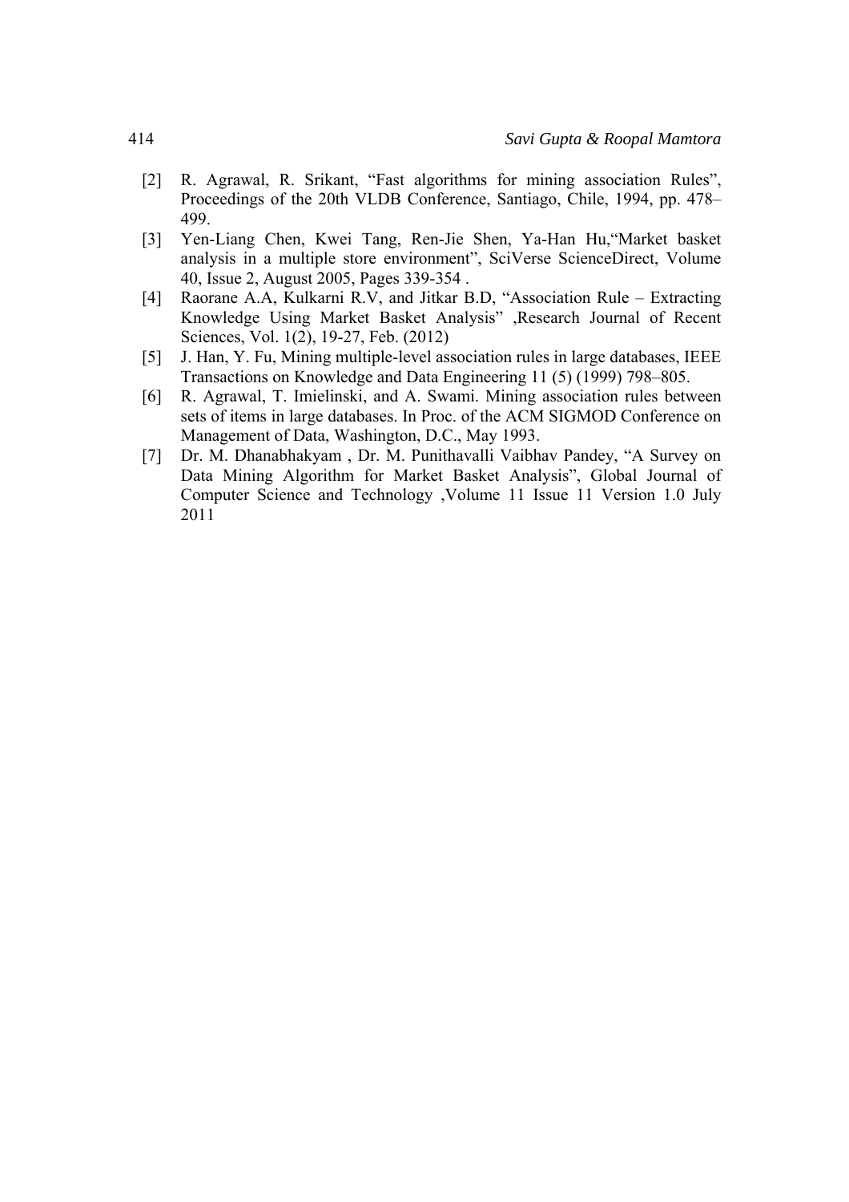[2] R. Agrawal, R. Srikant, "Fast algorithms for mining association Rules", Proceedings of the 20th VLDB Conference, Santiago, Chile, 1994, pp. 478–499.

[3] Yen-Liang Chen, Kwei Tang, Ren-Jie Shen, Ya-Han Hu,"Market basket analysis in a multiple store environment", SciVerse ScienceDirect, Volume 40, Issue 2, August 2005, Pages 339-354 .

[4] Raorane A.A, Kulkarni R.V, and Jitkar B.D, "Association Rule – Extracting Knowledge Using Market Basket Analysis" ,Research Journal of Recent Sciences, Vol. 1(2), 19-27, Feb. (2012)

[5] J. Han, Y. Fu, Mining multiple-level association rules in large databases, IEEE Transactions on Knowledge and Data Engineering 11 (5) (1999) 798–805.

[6] R. Agrawal, T. Imielinski, and A. Swami. Mining association rules between sets of items in large databases. In Proc. of the ACM SIGMOD Conference on Management of Data, Washington, D.C., May 1993.

[7] Dr. M. Dhanabhakyam , Dr. M. Punithavalli Vaibhav Pandey, "A Survey on Data Mining Algorithm for Market Basket Analysis", Global Journal of Computer Science and Technology ,Volume 11 Issue 11 Version 1.0 July 2011